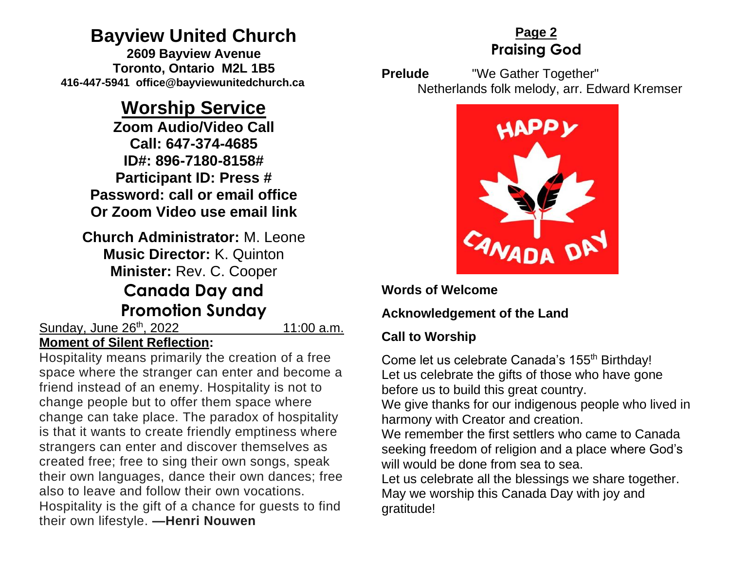# Bayview United Church

**2609 Bayview Avenue**
**Toronto, Ontario M2L 1B5**
**416-447-5941 office@bayviewunitedchurch.ca**

## Worship Service

**Zoom Audio/Video Call**
**Call: 647-374-4685**
**ID#: 896-7180-8158#**
**Participant ID: Press #**
**Password: call or email office**
**Or Zoom Video use email link**

**Church Administrator:** M. Leone
**Music Director:** K. Quinton
**Minister:** Rev. C. Cooper

## Canada Day and Promotion Sunday

Sunday, June 26th, 2022 11:00 a.m.

**Moment of Silent Reflection:**

Hospitality means primarily the creation of a free space where the stranger can enter and become a friend instead of an enemy. Hospitality is not to change people but to offer them space where change can take place. The paradox of hospitality is that it wants to create friendly emptiness where strangers can enter and discover themselves as created free; free to sing their own songs, speak their own languages, dance their own dances; free also to leave and follow their own vocations. Hospitality is the gift of a chance for guests to find their own lifestyle. **—Henri Nouwen**

**Page 2**

## Praising God

**Prelude** "We Gather Together"
Netherlands folk melody, arr. Edward Kremser

**Words of Welcome**

**Acknowledgement of the Land**

**Call to Worship**

Come let us celebrate Canada's 155th Birthday!
Let us celebrate the gifts of those who have gone before us to build this great country.
We give thanks for our indigenous people who lived in harmony with Creator and creation.
We remember the first settlers who came to Canada seeking freedom of religion and a place where God's will would be done from sea to sea.
Let us celebrate all the blessings we share together.
May we worship this Canada Day with joy and gratitude!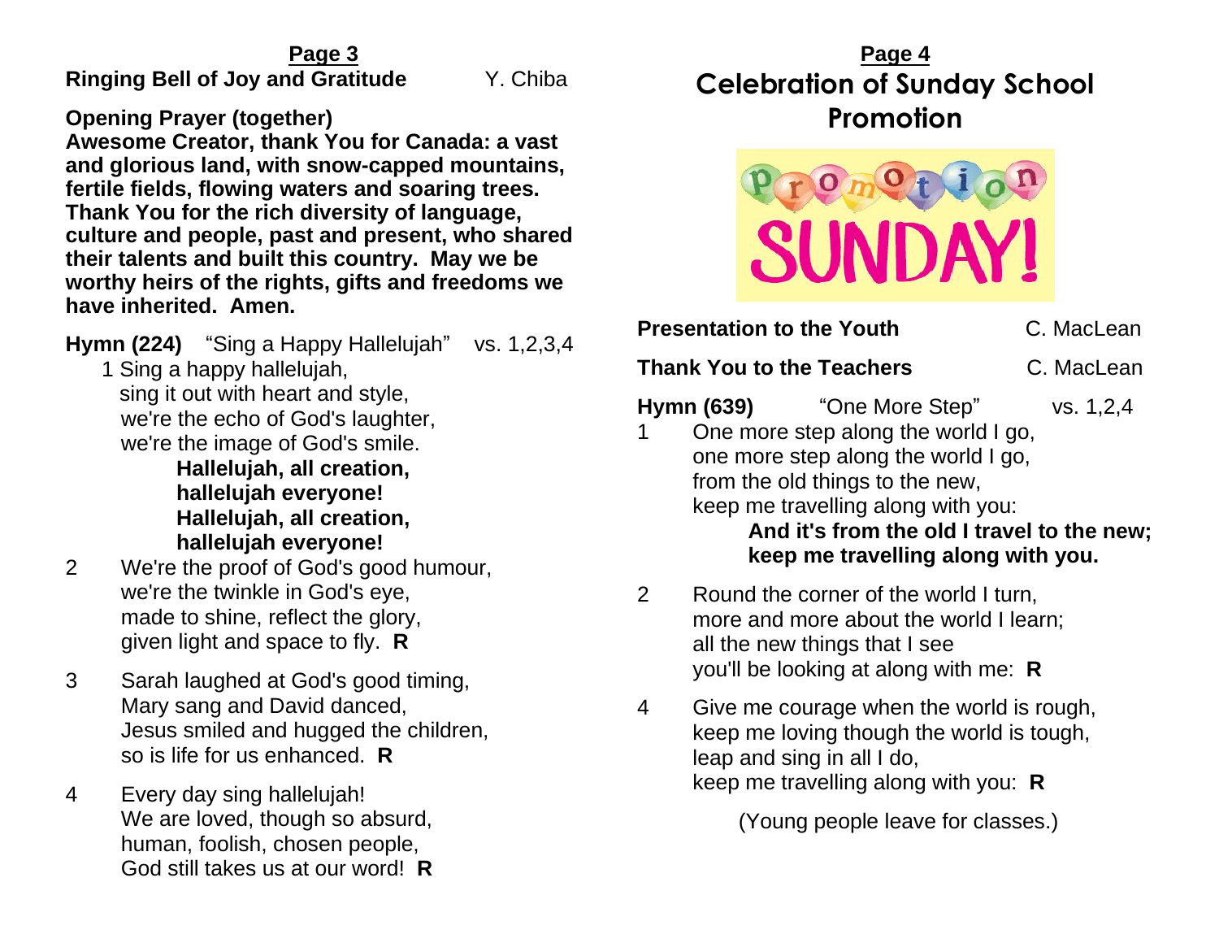**Page 3**

**Ringing Bell of Joy and Gratitude** Y. Chiba

**Opening Prayer (together)**

**Awesome Creator, thank You for Canada: a vast and glorious land, with snow-capped mountains, fertile fields, flowing waters and soaring trees. Thank You for the rich diversity of language, culture and people, past and present, who shared their talents and built this country. May we be worthy heirs of the rights, gifts and freedoms we have inherited. Amen.**

**Hymn (224)** "Sing a Happy Hallelujah" vs. 1,2,3,4

1 Sing a happy hallelujah,
sing it out with heart and style,
we're the echo of God's laughter,
we're the image of God's smile.
**Hallelujah, all creation,**
**hallelujah everyone!**
**Hallelujah, all creation,**
**hallelujah everyone!**

2 We're the proof of God's good humour,
we're the twinkle in God's eye,
made to shine, reflect the glory,
given light and space to fly. **R**

3 Sarah laughed at God's good timing,
Mary sang and David danced,
Jesus smiled and hugged the children,
so is life for us enhanced. **R**

4 Every day sing hallelujah!
We are loved, though so absurd,
human, foolish, chosen people,
God still takes us at our word! **R**

**Page 4**

# Celebration of Sunday School Promotion

Promotion SUNDAY!

**Presentation to the Youth** C. MacLean

**Thank You to the Teachers** C. MacLean

**Hymn (639)** "One More Step" vs. 1,2,4

1 One more step along the world I go,
one more step along the world I go,
from the old things to the new,
keep me travelling along with you:
**And it's from the old I travel to the new;**
**keep me travelling along with you.**

2 Round the corner of the world I turn,
more and more about the world I learn;
all the new things that I see
you'll be looking at along with me: **R**

4 Give me courage when the world is rough,
keep me loving though the world is tough,
leap and sing in all I do,
keep me travelling along with you: **R**

(Young people leave for classes.)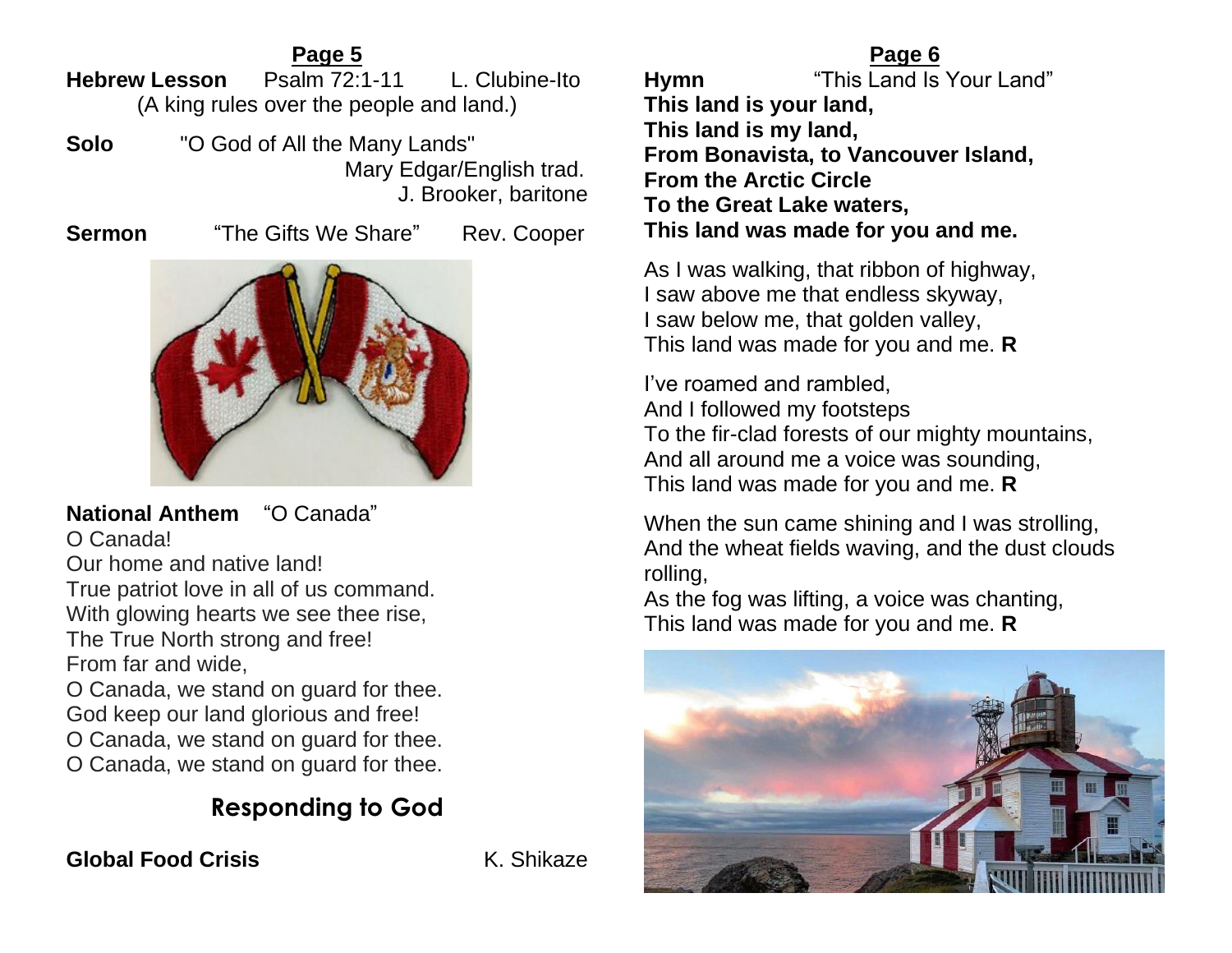**Page 5**

**Hebrew Lesson** Psalm 72:1-11 L. Clubine-Ito
(A king rules over the people and land.)

**Solo** "O God of All the Many Lands"
Mary Edgar/English trad.
J. Brooker, baritone

**Sermon** "The Gifts We Share" Rev. Cooper

**National Anthem** "O Canada"

O Canada!
Our home and native land!
True patriot love in all of us command.
With glowing hearts we see thee rise,
The True North strong and free!
From far and wide,
O Canada, we stand on guard for thee.
God keep our land glorious and free!
O Canada, we stand on guard for thee.
O Canada, we stand on guard for thee.

## Responding to God

**Global Food Crisis** K. Shikaze

**Page 6**

**Hymn** "This Land Is Your Land"

**This land is your land,**
**This land is my land,**
**From Bonavista, to Vancouver Island,**
**From the Arctic Circle**
**To the Great Lake waters,**
**This land was made for you and me.**

As I was walking, that ribbon of highway,
I saw above me that endless skyway,
I saw below me, that golden valley,
This land was made for you and me. **R**

I've roamed and rambled,
And I followed my footsteps
To the fir-clad forests of our mighty mountains,
And all around me a voice was sounding,
This land was made for you and me. **R**

When the sun came shining and I was strolling,
And the wheat fields waving, and the dust clouds rolling,
As the fog was lifting, a voice was chanting,
This land was made for you and me. **R**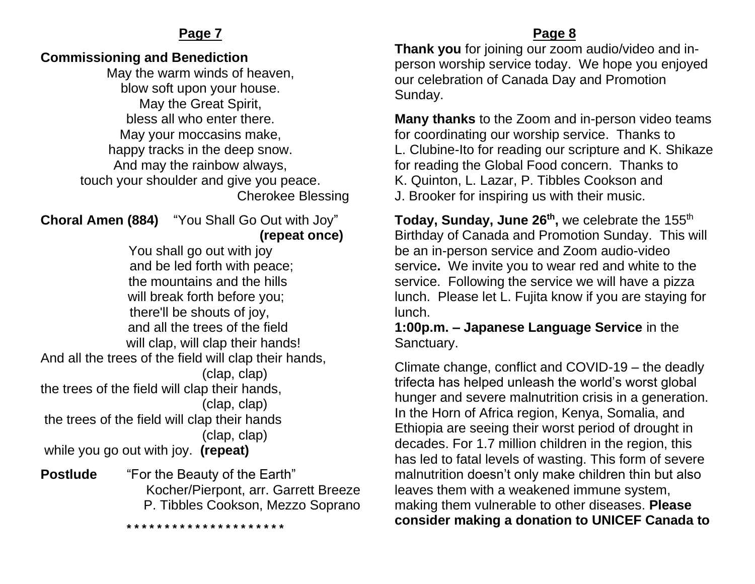**Commissioning and Benediction**

May the warm winds of heaven,
blow soft upon your house.
May the Great Spirit,
bless all who enter there.
May your moccasins make,
happy tracks in the deep snow.
And may the rainbow always,
touch your shoulder and give you peace.
Cherokee Blessing

**Choral Amen (884)** "You Shall Go Out with Joy" **(repeat once)**

You shall go out with joy
and be led forth with peace;
the mountains and the hills
will break forth before you;
there'll be shouts of joy,
and all the trees of the field
will clap, will clap their hands!
And all the trees of the field will clap their hands,
(clap, clap)
the trees of the field will clap their hands,
(clap, clap)
the trees of the field will clap their hands
(clap, clap)
while you go out with joy. **(repeat)**

**Postlude** "For the Beauty of the Earth"
Kocher/Pierpont, arr. Garrett Breeze
P. Tibbles Cookson, Mezzo Soprano

*********************

**Thank you** for joining our zoom audio/video and in-person worship service today. We hope you enjoyed our celebration of Canada Day and Promotion Sunday.

**Many thanks** to the Zoom and in-person video teams for coordinating our worship service. Thanks to L. Clubine-Ito for reading our scripture and K. Shikaze for reading the Global Food concern. Thanks to K. Quinton, L. Lazar, P. Tibbles Cookson and J. Brooker for inspiring us with their music.

**Today, Sunday, June 26th,** we celebrate the 155th Birthday of Canada and Promotion Sunday. This will be an in-person service and Zoom audio-video service**.** We invite you to wear red and white to the service. Following the service we will have a pizza lunch. Please let L. Fujita know if you are staying for lunch.
**1:00p.m. – Japanese Language Service** in the Sanctuary.

Climate change, conflict and COVID-19 – the deadly trifecta has helped unleash the world's worst global hunger and severe malnutrition crisis in a generation. In the Horn of Africa region, Kenya, Somalia, and Ethiopia are seeing their worst period of drought in decades. For 1.7 million children in the region, this has led to fatal levels of wasting. This form of severe malnutrition doesn't only make children thin but also leaves them with a weakened immune system, making them vulnerable to other diseases. **Please consider making a donation to UNICEF Canada to**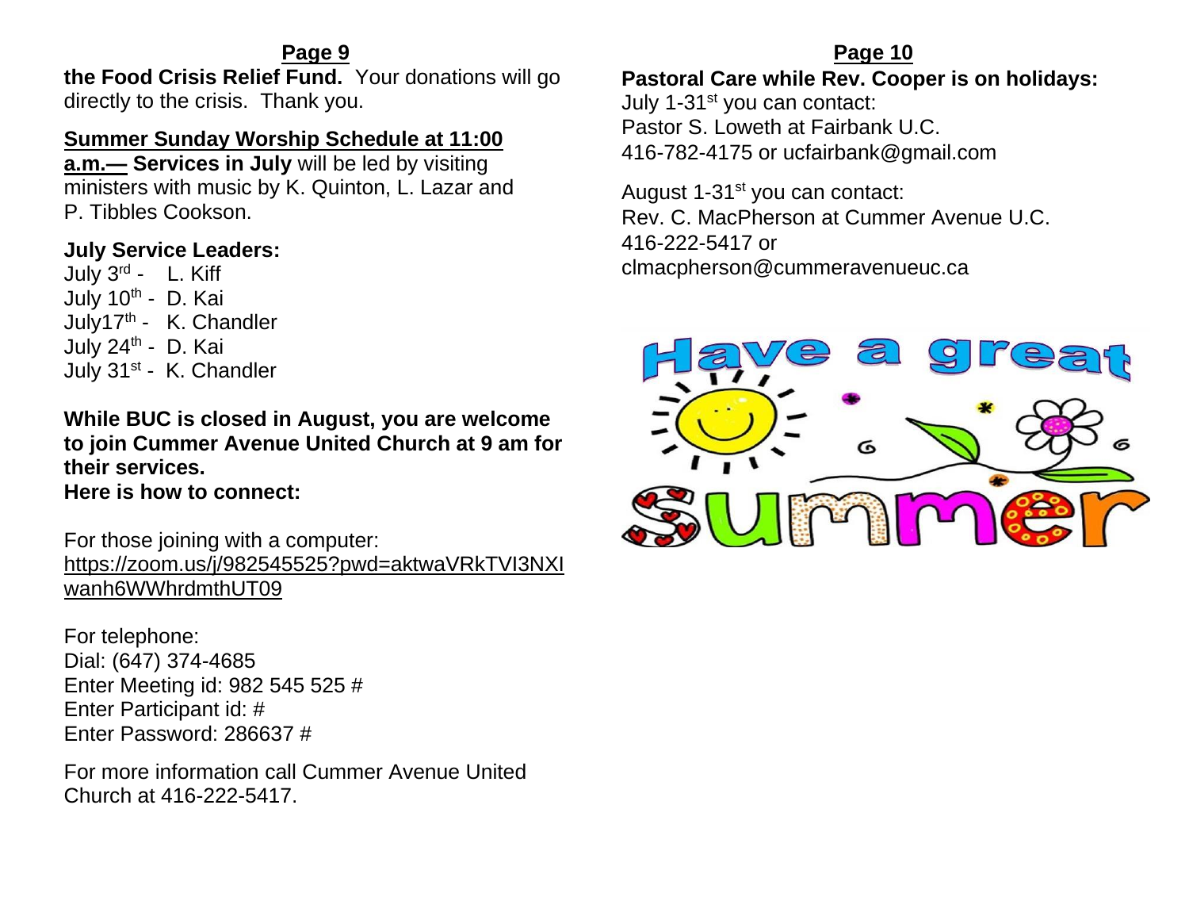the Food Crisis Relief Fund. Your donations will go directly to the crisis. Thank you.

**Summer Sunday Worship Schedule at 11:00 a.m.— Services in July** will be led by visiting ministers with music by K. Quinton, L. Lazar and P. Tibbles Cookson.

**July Service Leaders:**

July 3rd - L. Kiff
July 10th - D. Kai
July17th - K. Chandler
July 24th - D. Kai
July 31st - K. Chandler

**While BUC is closed in August, you are welcome to join Cummer Avenue United Church at 9 am for their services.**
**Here is how to connect:**

For those joining with a computer:
https://zoom.us/j/982545525?pwd=aktwaVRkTVI3NXIwanh6WWhrdmthUT09

For telephone:
Dial: (647) 374-4685
Enter Meeting id: 982 545 525 #
Enter Participant id: #
Enter Password: 286637 #

For more information call Cummer Avenue United Church at 416-222-5417.

**Pastoral Care while Rev. Cooper is on holidays:**

July 1-31st you can contact:
Pastor S. Loweth at Fairbank U.C.
416-782-4175 or ucfairbank@gmail.com

August 1-31st you can contact:
Rev. C. MacPherson at Cummer Avenue U.C.
416-222-5417 or
clmacpherson@cummeravenueuc.ca

Have a great Summer